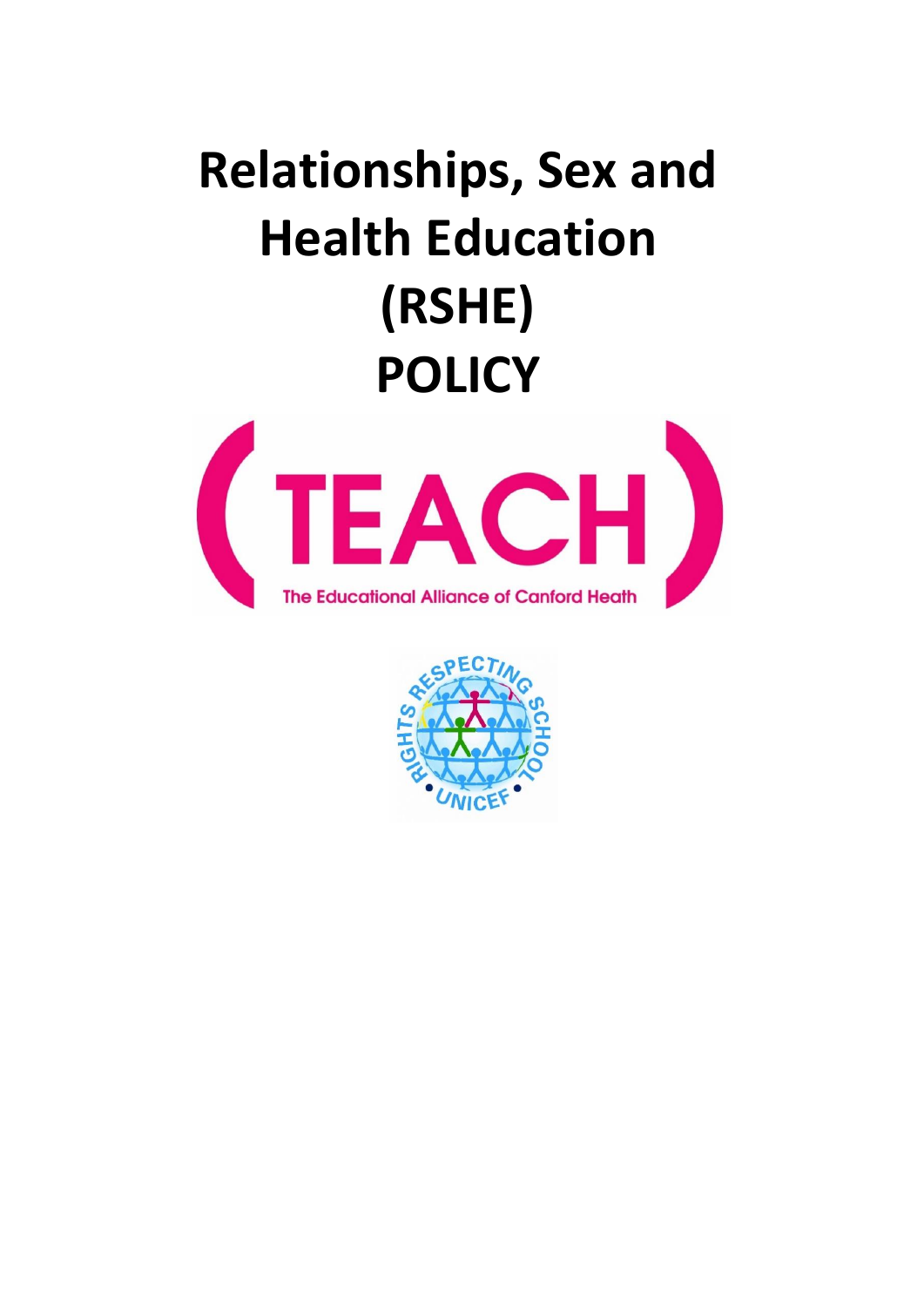# Relationships, Sex and Health Education (RSHE) POLICY

TEACH

The Educational Alliance of Canford Heath

RIGHTS RESPECTING SCHOOL • UNICEF •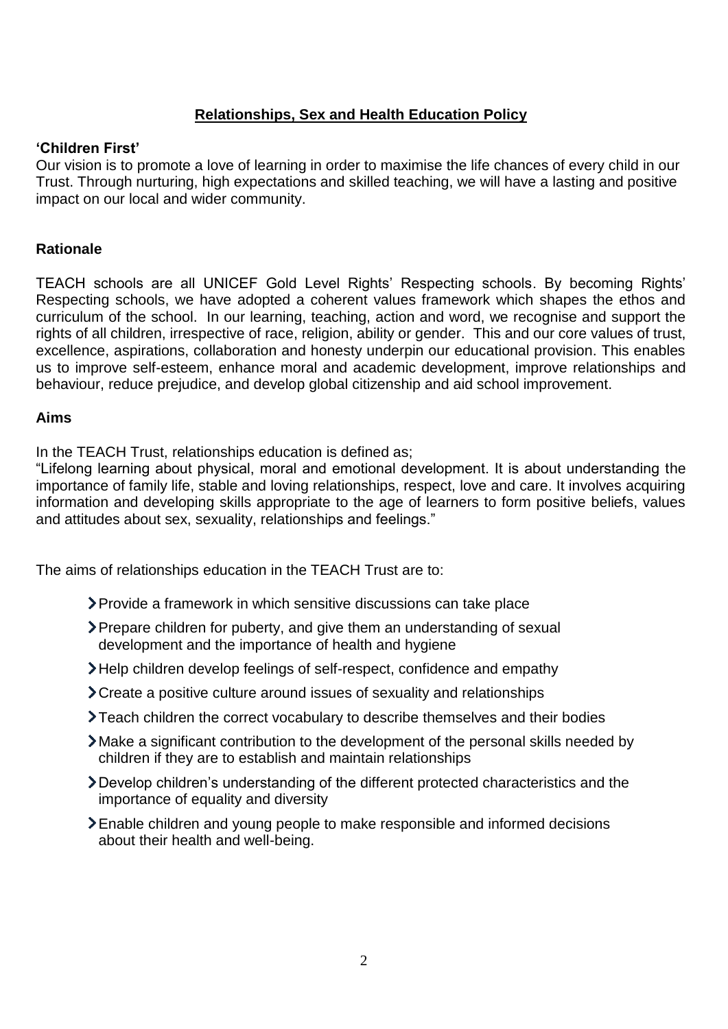# Relationships, Sex and Health Education Policy

**'Children First'**

Our vision is to promote a love of learning in order to maximise the life chances of every child in our Trust. Through nurturing, high expectations and skilled teaching, we will have a lasting and positive impact on our local and wider community.

## Rationale

TEACH schools are all UNICEF Gold Level Rights' Respecting schools. By becoming Rights' Respecting schools, we have adopted a coherent values framework which shapes the ethos and curriculum of the school. In our learning, teaching, action and word, we recognise and support the rights of all children, irrespective of race, religion, ability or gender. This and our core values of trust, excellence, aspirations, collaboration and honesty underpin our educational provision. This enables us to improve self-esteem, enhance moral and academic development, improve relationships and behaviour, reduce prejudice, and develop global citizenship and aid school improvement.

## Aims

In the TEACH Trust, relationships education is defined as;

"Lifelong learning about physical, moral and emotional development. It is about understanding the importance of family life, stable and loving relationships, respect, love and care. It involves acquiring information and developing skills appropriate to the age of learners to form positive beliefs, values and attitudes about sex, sexuality, relationships and feelings."

The aims of relationships education in the TEACH Trust are to:

- Provide a framework in which sensitive discussions can take place
- Prepare children for puberty, and give them an understanding of sexual development and the importance of health and hygiene
- Help children develop feelings of self-respect, confidence and empathy
- Create a positive culture around issues of sexuality and relationships
- Teach children the correct vocabulary to describe themselves and their bodies
- Make a significant contribution to the development of the personal skills needed by children if they are to establish and maintain relationships
- Develop children's understanding of the different protected characteristics and the importance of equality and diversity
- Enable children and young people to make responsible and informed decisions about their health and well-being.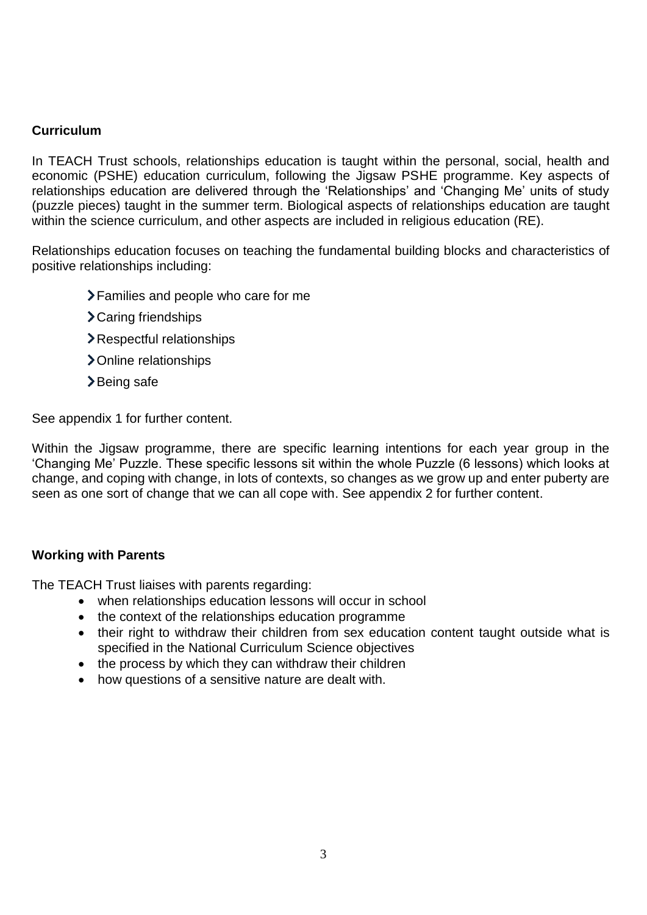## Curriculum

In TEACH Trust schools, relationships education is taught within the personal, social, health and economic (PSHE) education curriculum, following the Jigsaw PSHE programme. Key aspects of relationships education are delivered through the 'Relationships' and 'Changing Me' units of study (puzzle pieces) taught in the summer term. Biological aspects of relationships education are taught within the science curriculum, and other aspects are included in religious education (RE).

Relationships education focuses on teaching the fundamental building blocks and characteristics of positive relationships including:

- Families and people who care for me
- Caring friendships
- Respectful relationships
- Online relationships
- Being safe

See appendix 1 for further content.

Within the Jigsaw programme, there are specific learning intentions for each year group in the 'Changing Me' Puzzle. These specific lessons sit within the whole Puzzle (6 lessons) which looks at change, and coping with change, in lots of contexts, so changes as we grow up and enter puberty are seen as one sort of change that we can all cope with. See appendix 2 for further content.

## Working with Parents

The TEACH Trust liaises with parents regarding:

- when relationships education lessons will occur in school
- the context of the relationships education programme
- their right to withdraw their children from sex education content taught outside what is specified in the National Curriculum Science objectives
- the process by which they can withdraw their children
- how questions of a sensitive nature are dealt with.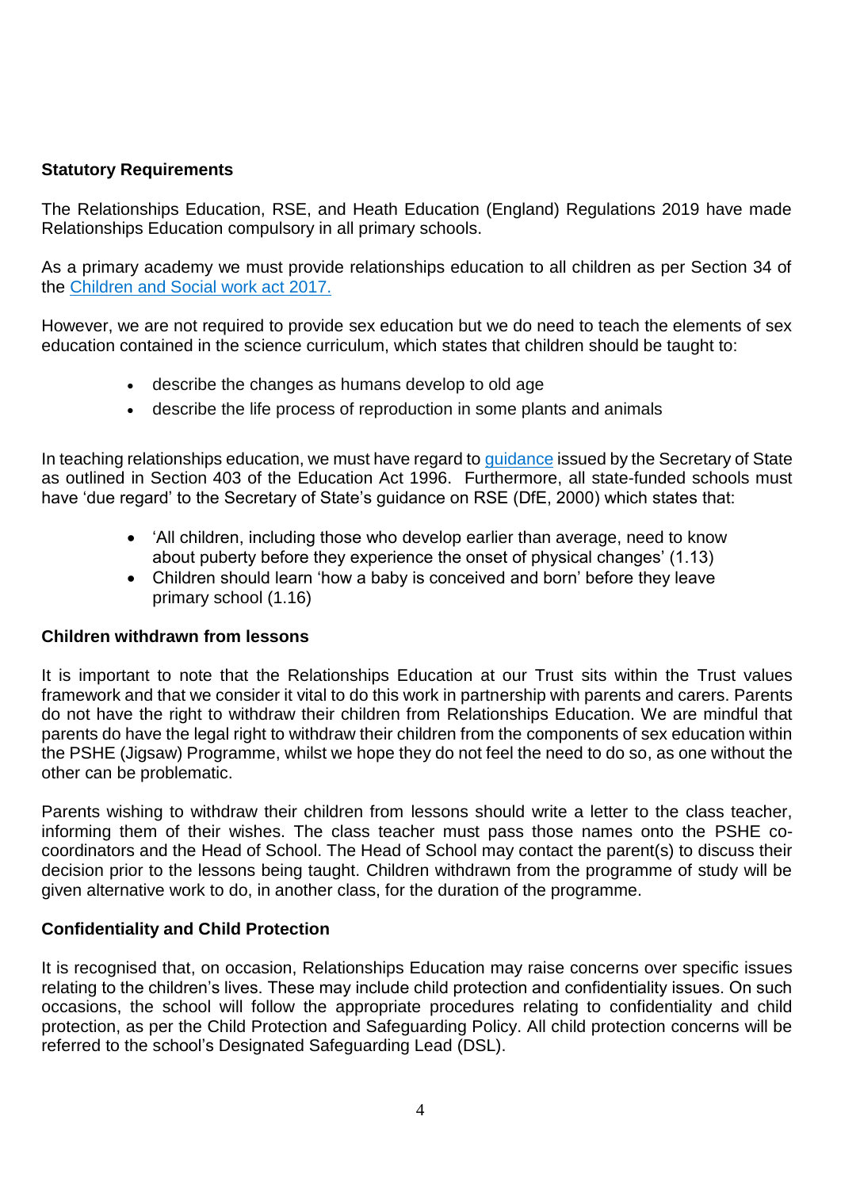**Statutory Requirements**

The Relationships Education, RSE, and Heath Education (England) Regulations 2019 have made Relationships Education compulsory in all primary schools.

As a primary academy we must provide relationships education to all children as per Section 34 of the [Children and Social work act 2017.]()

However, we are not required to provide sex education but we do need to teach the elements of sex education contained in the science curriculum, which states that children should be taught to:

- describe the changes as humans develop to old age
- describe the life process of reproduction in some plants and animals

In teaching relationships education, we must have regard to [guidance]() issued by the Secretary of State as outlined in Section 403 of the Education Act 1996. Furthermore, all state-funded schools must have 'due regard' to the Secretary of State's guidance on RSE (DfE, 2000) which states that:

- 'All children, including those who develop earlier than average, need to know about puberty before they experience the onset of physical changes' (1.13)
- Children should learn 'how a baby is conceived and born' before they leave primary school (1.16)

**Children withdrawn from lessons**

It is important to note that the Relationships Education at our Trust sits within the Trust values framework and that we consider it vital to do this work in partnership with parents and carers. Parents do not have the right to withdraw their children from Relationships Education. We are mindful that parents do have the legal right to withdraw their children from the components of sex education within the PSHE (Jigsaw) Programme, whilst we hope they do not feel the need to do so, as one without the other can be problematic.

Parents wishing to withdraw their children from lessons should write a letter to the class teacher, informing them of their wishes. The class teacher must pass those names onto the PSHE co-coordinators and the Head of School. The Head of School may contact the parent(s) to discuss their decision prior to the lessons being taught. Children withdrawn from the programme of study will be given alternative work to do, in another class, for the duration of the programme.

**Confidentiality and Child Protection**

It is recognised that, on occasion, Relationships Education may raise concerns over specific issues relating to the children's lives. These may include child protection and confidentiality issues. On such occasions, the school will follow the appropriate procedures relating to confidentiality and child protection, as per the Child Protection and Safeguarding Policy. All child protection concerns will be referred to the school's Designated Safeguarding Lead (DSL).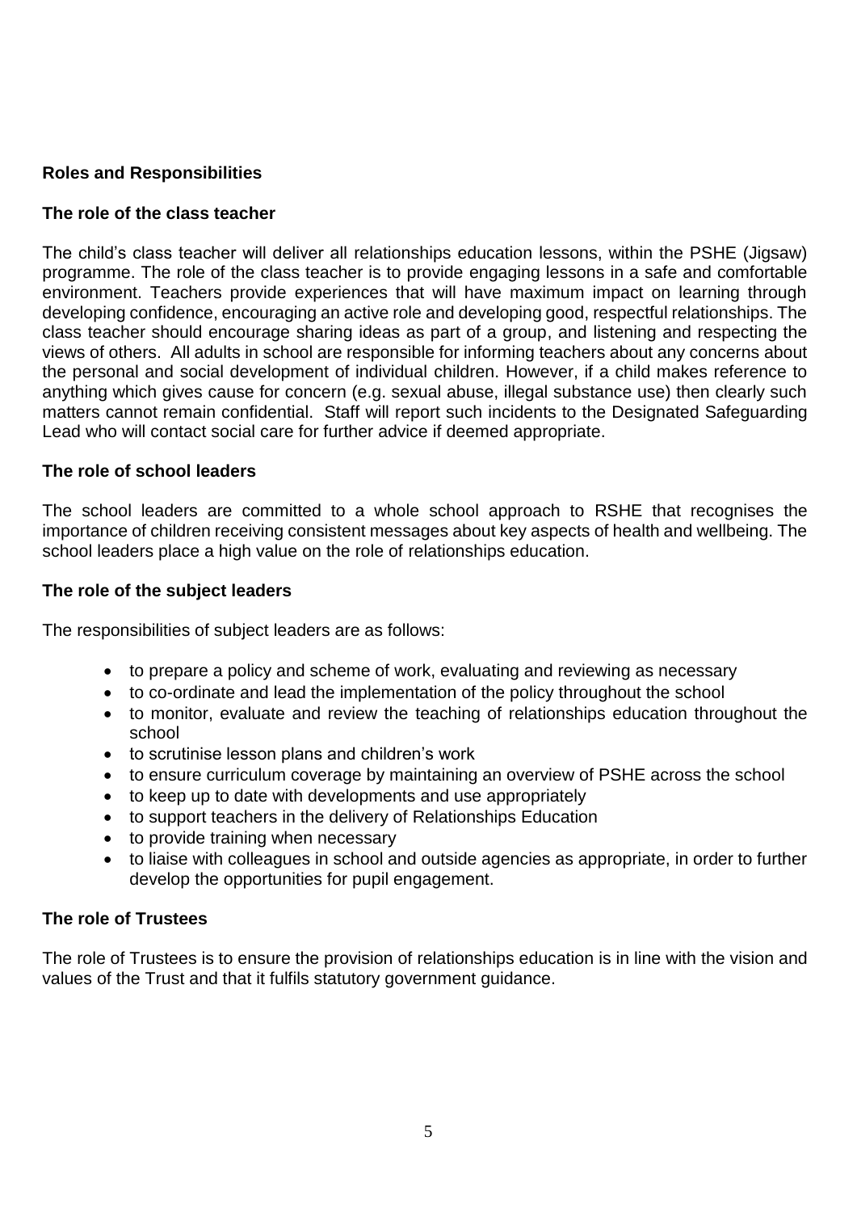## Roles and Responsibilities

### The role of the class teacher

The child's class teacher will deliver all relationships education lessons, within the PSHE (Jigsaw) programme. The role of the class teacher is to provide engaging lessons in a safe and comfortable environment. Teachers provide experiences that will have maximum impact on learning through developing confidence, encouraging an active role and developing good, respectful relationships. The class teacher should encourage sharing ideas as part of a group, and listening and respecting the views of others. All adults in school are responsible for informing teachers about any concerns about the personal and social development of individual children. However, if a child makes reference to anything which gives cause for concern (e.g. sexual abuse, illegal substance use) then clearly such matters cannot remain confidential. Staff will report such incidents to the Designated Safeguarding Lead who will contact social care for further advice if deemed appropriate.

### The role of school leaders

The school leaders are committed to a whole school approach to RSHE that recognises the importance of children receiving consistent messages about key aspects of health and wellbeing. The school leaders place a high value on the role of relationships education.

### The role of the subject leaders

The responsibilities of subject leaders are as follows:

- to prepare a policy and scheme of work, evaluating and reviewing as necessary
- to co-ordinate and lead the implementation of the policy throughout the school
- to monitor, evaluate and review the teaching of relationships education throughout the school
- to scrutinise lesson plans and children's work
- to ensure curriculum coverage by maintaining an overview of PSHE across the school
- to keep up to date with developments and use appropriately
- to support teachers in the delivery of Relationships Education
- to provide training when necessary
- to liaise with colleagues in school and outside agencies as appropriate, in order to further develop the opportunities for pupil engagement.

### The role of Trustees

The role of Trustees is to ensure the provision of relationships education is in line with the vision and values of the Trust and that it fulfils statutory government guidance.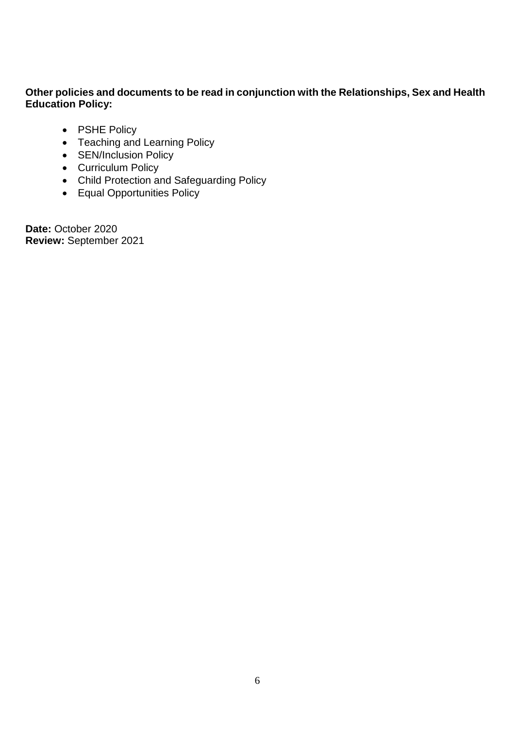**Other policies and documents to be read in conjunction with the Relationships, Sex and Health Education Policy:**

- PSHE Policy
- Teaching and Learning Policy
- SEN/Inclusion Policy
- Curriculum Policy
- Child Protection and Safeguarding Policy
- Equal Opportunities Policy

**Date:** October 2020
**Review:** September 2021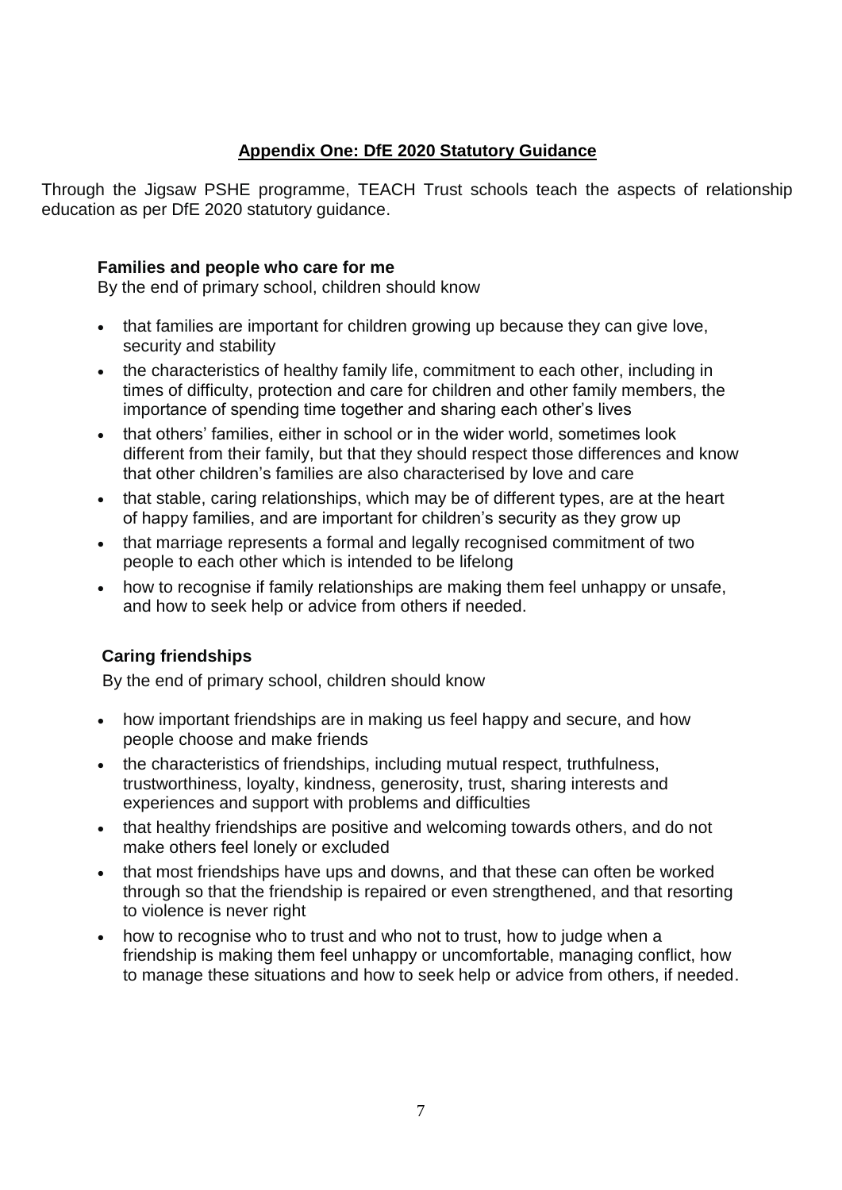## Appendix One: DfE 2020 Statutory Guidance

Through the Jigsaw PSHE programme, TEACH Trust schools teach the aspects of relationship education as per DfE 2020 statutory guidance.

### Families and people who care for me

By the end of primary school, children should know

- that families are important for children growing up because they can give love, security and stability
- the characteristics of healthy family life, commitment to each other, including in times of difficulty, protection and care for children and other family members, the importance of spending time together and sharing each other's lives
- that others' families, either in school or in the wider world, sometimes look different from their family, but that they should respect those differences and know that other children's families are also characterised by love and care
- that stable, caring relationships, which may be of different types, are at the heart of happy families, and are important for children's security as they grow up
- that marriage represents a formal and legally recognised commitment of two people to each other which is intended to be lifelong
- how to recognise if family relationships are making them feel unhappy or unsafe, and how to seek help or advice from others if needed.

### Caring friendships

By the end of primary school, children should know

- how important friendships are in making us feel happy and secure, and how people choose and make friends
- the characteristics of friendships, including mutual respect, truthfulness, trustworthiness, loyalty, kindness, generosity, trust, sharing interests and experiences and support with problems and difficulties
- that healthy friendships are positive and welcoming towards others, and do not make others feel lonely or excluded
- that most friendships have ups and downs, and that these can often be worked through so that the friendship is repaired or even strengthened, and that resorting to violence is never right
- how to recognise who to trust and who not to trust, how to judge when a friendship is making them feel unhappy or uncomfortable, managing conflict, how to manage these situations and how to seek help or advice from others, if needed.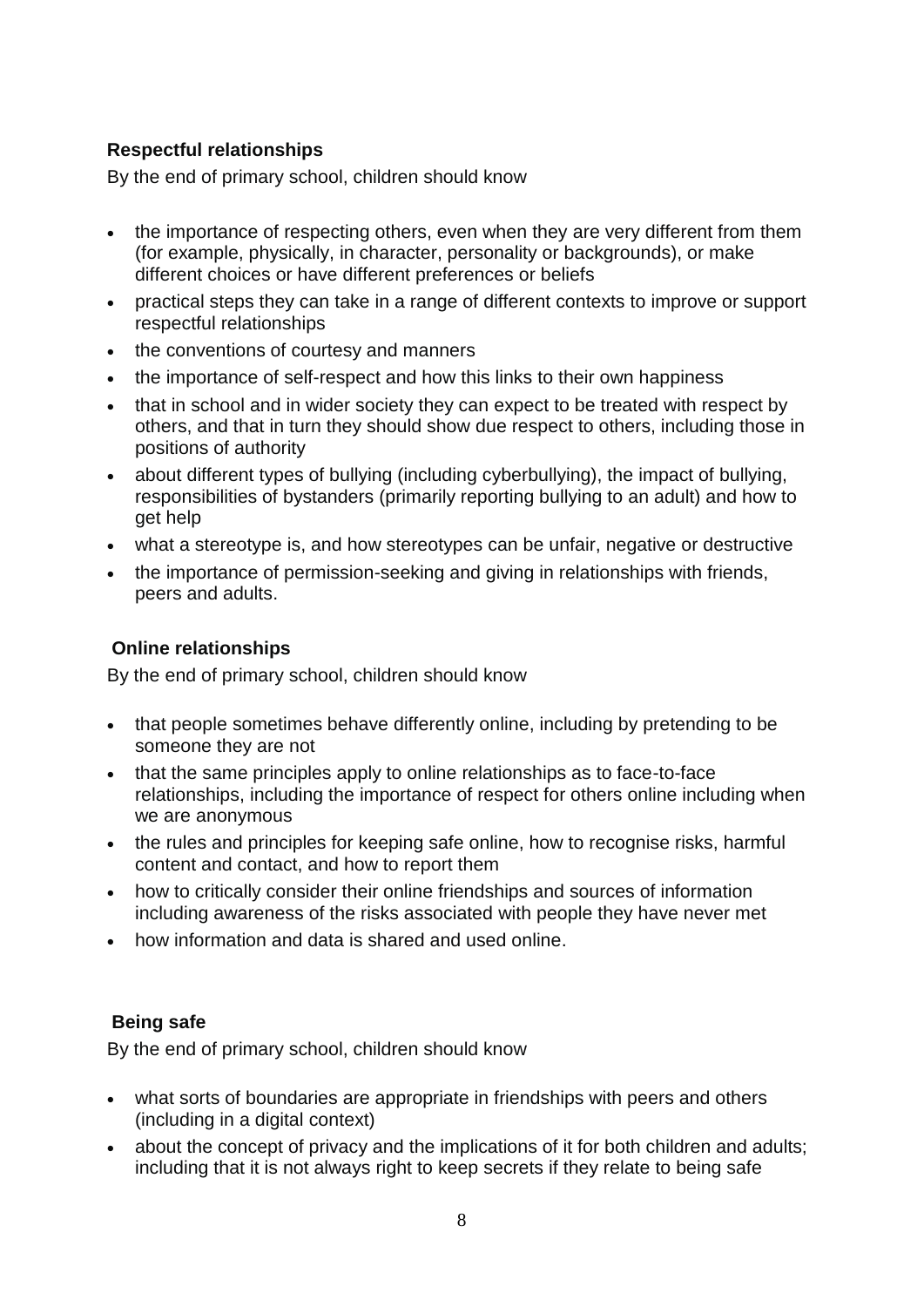### Respectful relationships

By the end of primary school, children should know

- the importance of respecting others, even when they are very different from them (for example, physically, in character, personality or backgrounds), or make different choices or have different preferences or beliefs
- practical steps they can take in a range of different contexts to improve or support respectful relationships
- the conventions of courtesy and manners
- the importance of self-respect and how this links to their own happiness
- that in school and in wider society they can expect to be treated with respect by others, and that in turn they should show due respect to others, including those in positions of authority
- about different types of bullying (including cyberbullying), the impact of bullying, responsibilities of bystanders (primarily reporting bullying to an adult) and how to get help
- what a stereotype is, and how stereotypes can be unfair, negative or destructive
- the importance of permission-seeking and giving in relationships with friends, peers and adults.

### Online relationships

By the end of primary school, children should know

- that people sometimes behave differently online, including by pretending to be someone they are not
- that the same principles apply to online relationships as to face-to-face relationships, including the importance of respect for others online including when we are anonymous
- the rules and principles for keeping safe online, how to recognise risks, harmful content and contact, and how to report them
- how to critically consider their online friendships and sources of information including awareness of the risks associated with people they have never met
- how information and data is shared and used online.

### Being safe

By the end of primary school, children should know

- what sorts of boundaries are appropriate in friendships with peers and others (including in a digital context)
- about the concept of privacy and the implications of it for both children and adults; including that it is not always right to keep secrets if they relate to being safe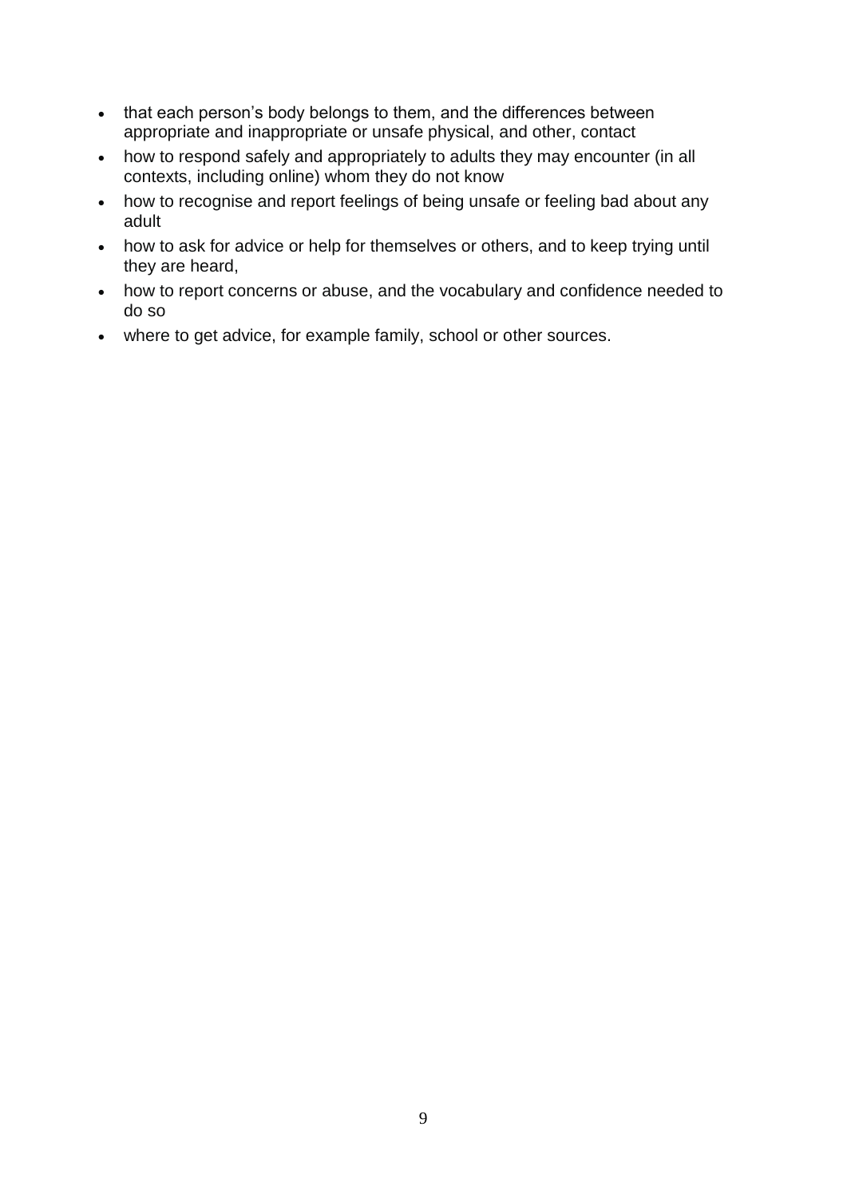- that each person's body belongs to them, and the differences between appropriate and inappropriate or unsafe physical, and other, contact
- how to respond safely and appropriately to adults they may encounter (in all contexts, including online) whom they do not know
- how to recognise and report feelings of being unsafe or feeling bad about any adult
- how to ask for advice or help for themselves or others, and to keep trying until they are heard,
- how to report concerns or abuse, and the vocabulary and confidence needed to do so
- where to get advice, for example family, school or other sources.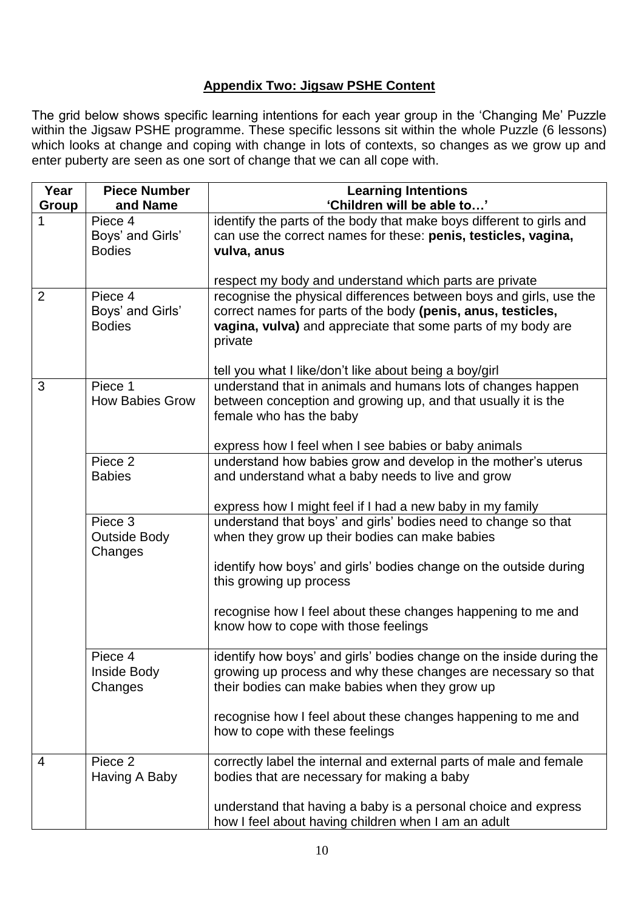## Appendix Two: Jigsaw PSHE Content

The grid below shows specific learning intentions for each year group in the 'Changing Me' Puzzle within the Jigsaw PSHE programme. These specific lessons sit within the whole Puzzle (6 lessons) which looks at change and coping with change in lots of contexts, so changes as we grow up and enter puberty are seen as one sort of change that we can all cope with.

| Year Group | Piece Number and Name | Learning Intentions 'Children will be able to…' |
|---|---|---|
| 1 | Piece 4 Boys' and Girls' Bodies | identify the parts of the body that make boys different to girls and can use the correct names for these: **penis, testicles, vagina, vulva, anus**<br><br>respect my body and understand which parts are private |
| 2 | Piece 4 Boys' and Girls' Bodies | recognise the physical differences between boys and girls, use the correct names for parts of the body **(penis, anus, testicles, vagina, vulva)** and appreciate that some parts of my body are private<br><br>tell you what I like/don't like about being a boy/girl |
| 3 | Piece 1 How Babies Grow | understand that in animals and humans lots of changes happen between conception and growing up, and that usually it is the female who has the baby<br><br>express how I feel when I see babies or baby animals |
| | Piece 2 Babies | understand how babies grow and develop in the mother's uterus and understand what a baby needs to live and grow<br><br>express how I might feel if I had a new baby in my family |
| | Piece 3 Outside Body Changes | understand that boys' and girls' bodies need to change so that when they grow up their bodies can make babies<br><br>identify how boys' and girls' bodies change on the outside during this growing up process<br><br>recognise how I feel about these changes happening to me and know how to cope with those feelings |
| | Piece 4 Inside Body Changes | identify how boys' and girls' bodies change on the inside during the growing up process and why these changes are necessary so that their bodies can make babies when they grow up<br><br>recognise how I feel about these changes happening to me and how to cope with these feelings |
| 4 | Piece 2 Having A Baby | correctly label the internal and external parts of male and female bodies that are necessary for making a baby<br><br>understand that having a baby is a personal choice and express how I feel about having children when I am an adult |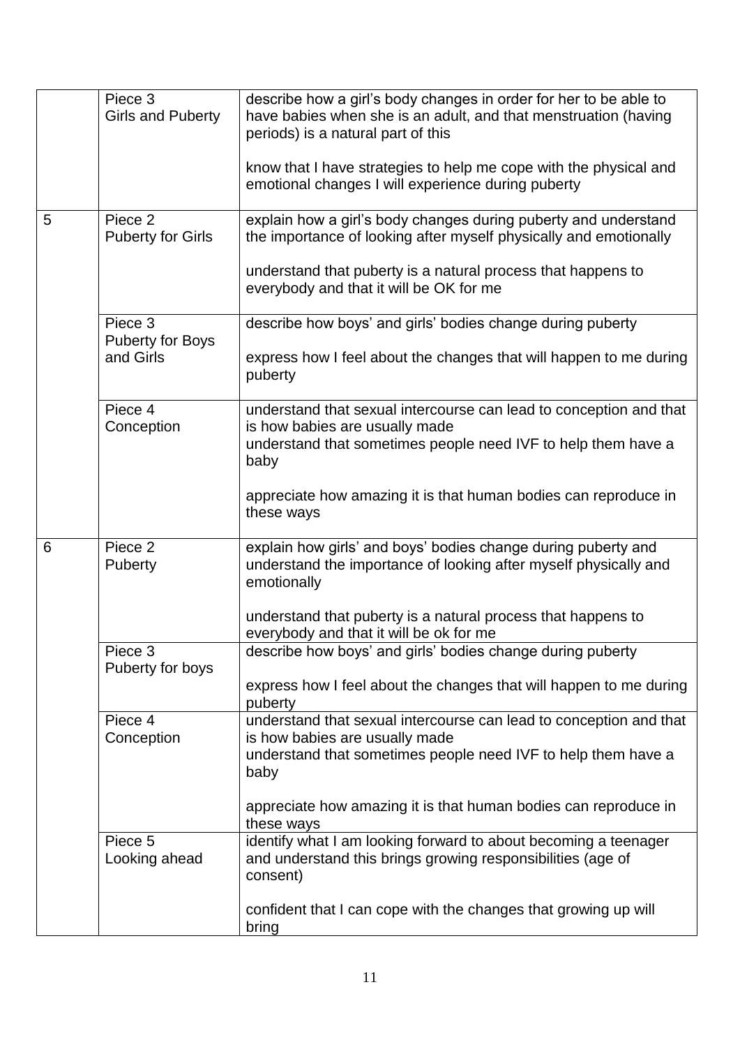| | | |
|---|---|---|
| | Piece 3<br>Girls and Puberty | describe how a girl's body changes in order for her to be able to have babies when she is an adult, and that menstruation (having periods) is a natural part of this<br><br>know that I have strategies to help me cope with the physical and emotional changes I will experience during puberty |
| 5 | Piece 2<br>Puberty for Girls | explain how a girl's body changes during puberty and understand the importance of looking after myself physically and emotionally<br><br>understand that puberty is a natural process that happens to everybody and that it will be OK for me |
| | Piece 3<br>Puberty for Boys and Girls | describe how boys' and girls' bodies change during puberty<br><br>express how I feel about the changes that will happen to me during puberty |
| | Piece 4<br>Conception | understand that sexual intercourse can lead to conception and that is how babies are usually made<br>understand that sometimes people need IVF to help them have a baby<br><br>appreciate how amazing it is that human bodies can reproduce in these ways |
| 6 | Piece 2<br>Puberty | explain how girls' and boys' bodies change during puberty and understand the importance of looking after myself physically and emotionally<br><br>understand that puberty is a natural process that happens to everybody and that it will be ok for me |
| | Piece 3<br>Puberty for boys | describe how boys' and girls' bodies change during puberty<br><br>express how I feel about the changes that will happen to me during puberty |
| | Piece 4<br>Conception | understand that sexual intercourse can lead to conception and that is how babies are usually made<br>understand that sometimes people need IVF to help them have a baby<br><br>appreciate how amazing it is that human bodies can reproduce in these ways |
| | Piece 5<br>Looking ahead | identify what I am looking forward to about becoming a teenager and understand this brings growing responsibilities (age of consent)<br><br>confident that I can cope with the changes that growing up will bring |